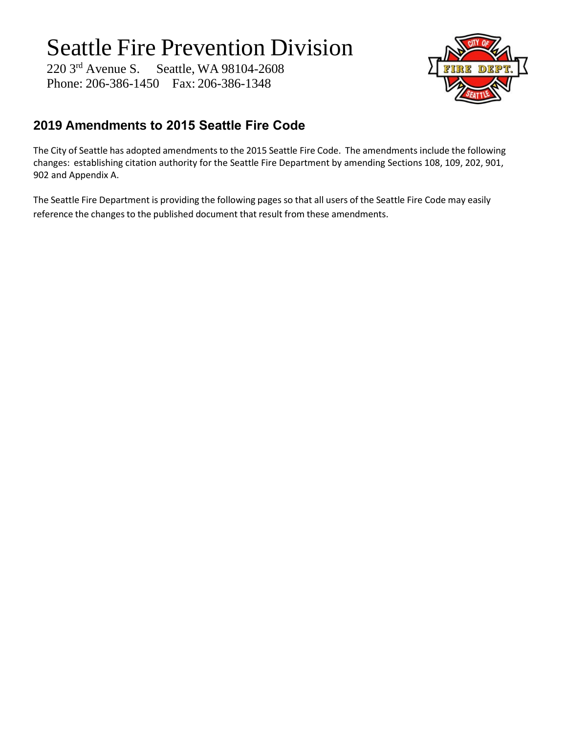# Seattle Fire Prevention Division

220 3rd Avenue S.     Seattle, WA 98104-2608
Phone: 206-386-1450     Fax: 206-386-1348

## 2019 Amendments to 2015 Seattle Fire Code

The City of Seattle has adopted amendments to the 2015 Seattle Fire Code. The amendments include the following changes: establishing citation authority for the Seattle Fire Department by amending Sections 108, 109, 202, 901, 902 and Appendix A.

The Seattle Fire Department is providing the following pages so that all users of the Seattle Fire Code may easily reference the changes to the published document that result from these amendments.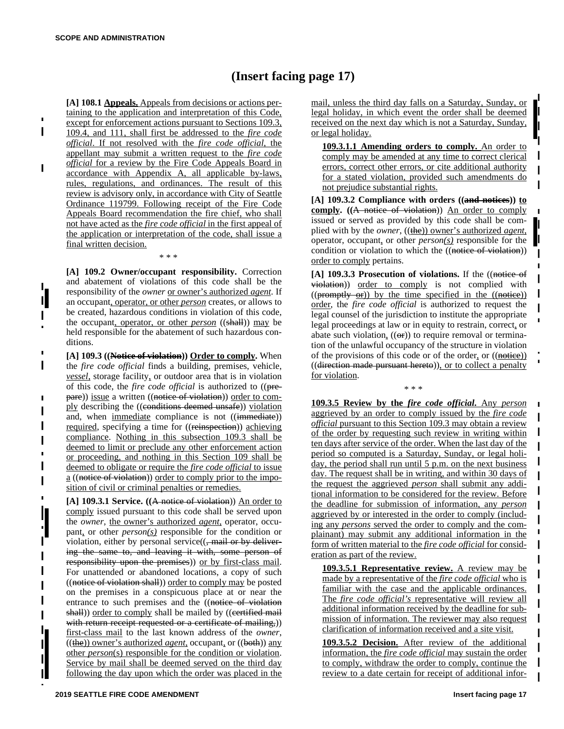# (Insert facing page 17)

**[A] 108.1 Appeals.** Appeals from decisions or actions pertaining to the application and interpretation of this Code, except for enforcement actions pursuant to Sections 109.3, 109.4, and 111, shall first be addressed to the *fire code official*. If not resolved with the *fire code official*, the appellant may submit a written request to the *fire code official* for a review by the Fire Code Appeals Board in accordance with Appendix A, all applicable by-laws, rules, regulations, and ordinances. The result of this review is advisory only, in accordance with City of Seattle Ordinance 119799. Following receipt of the Fire Code Appeals Board recommendation the fire chief, who shall not have acted as the *fire code official* in the first appeal of the application or interpretation of the code, shall issue a final written decision.

\* \* \*

**[A] 109.2 Owner/occupant responsibility.** Correction and abatement of violations of this code shall be the responsibility of the *owner* or owner's authorized *agent*. If an occupant, operator, or other *person* creates, or allows to be created, hazardous conditions in violation of this code, the occupant, operator, or other *person* ((~~shall~~)) may be held responsible for the abatement of such hazardous conditions.

**[A] 109.3 ((~~Notice of violation~~)) Order to comply.** When the *fire code official* finds a building, premises, vehicle, *vessel*, storage facility, or outdoor area that is in violation of this code, the *fire code official* is authorized to ((~~prepare~~)) issue a written ((~~notice of violation~~)) order to comply describing the ((~~conditions deemed unsafe~~)) violation and, when immediate compliance is not ((~~immediate~~)) required, specifying a time for ((~~reinspection~~)) achieving compliance. Nothing in this subsection 109.3 shall be deemed to limit or preclude any other enforcement action or proceeding, and nothing in this Section 109 shall be deemed to obligate or require the *fire code official* to issue a ((~~notice of violation~~)) order to comply prior to the imposition of civil or criminal penalties or remedies.

**[A] 109.3.1 Service.** ((~~A notice of violation~~)) An order to comply issued pursuant to this code shall be served upon the *owner*, the owner's authorized *agent*, operator, occupant, or other *person(s)* responsible for the condition or violation, either by personal service((~~, mail or by delivering the same to, and leaving it with, some person of responsibility upon the premises~~)) or by first-class mail. For unattended or abandoned locations, a copy of such ((~~notice of violation shall~~)) order to comply may be posted on the premises in a conspicuous place at or near the entrance to such premises and the ((~~notice of violation shall~~)) order to comply shall be mailed by ((~~certified mail with return receipt requested or a certificate of mailing,~~)) first-class mail to the last known address of the *owner*, ((~~the~~)) owner's authorized *agent*, occupant, or ((~~both~~)) any other *person*(s) responsible for the condition or violation. Service by mail shall be deemed served on the third day following the day upon which the order was placed in the mail, unless the third day falls on a Saturday, Sunday, or legal holiday, in which event the order shall be deemed received on the next day which is not a Saturday, Sunday, or legal holiday.

**109.3.1.1 Amending orders to comply.** An order to comply may be amended at any time to correct clerical errors, correct other errors, or cite additional authority for a stated violation, provided such amendments do not prejudice substantial rights.

**[A] 109.3.2 Compliance with orders ((~~and notices~~)) to comply.** ((~~A notice of violation~~)) An order to comply issued or served as provided by this code shall be complied with by the *owner*, ((~~the~~)) owner's authorized *agent*, operator, occupant, or other *person(s)* responsible for the condition or violation to which the ((~~notice of violation~~)) order to comply pertains.

**[A] 109.3.3 Prosecution of violations.** If the ((~~notice of violation~~)) order to comply is not complied with ((~~promptly or~~)) by the time specified in the ((~~notice~~)) order, the *fire code official* is authorized to request the legal counsel of the jurisdiction to institute the appropriate legal proceedings at law or in equity to restrain, correct, or abate such violation, ((~~or~~)) to require removal or termination of the unlawful occupancy of the structure in violation of the provisions of this code or of the order, or ((~~notice~~)) ((~~direction made pursuant hereto~~)), or to collect a penalty for violation.

\* \* \*

**109.3.5 Review by the *fire code official*.** Any *person* aggrieved by an order to comply issued by the *fire code official* pursuant to this Section 109.3 may obtain a review of the order by requesting such review in writing within ten days after service of the order. When the last day of the period so computed is a Saturday, Sunday, or legal holiday, the period shall run until 5 p.m. on the next business day. The request shall be in writing, and within 30 days of the request the aggrieved *person* shall submit any additional information to be considered for the review. Before the deadline for submission of information, any *person* aggrieved by or interested in the order to comply (including any *persons* served the order to comply and the complainant) may submit any additional information in the form of written material to the *fire code official* for consideration as part of the review.

**109.3.5.1 Representative review.** A review may be made by a representative of the *fire code official* who is familiar with the case and the applicable ordinances. The *fire code official's* representative will review all additional information received by the deadline for submission of information. The reviewer may also request clarification of information received and a site visit.

**109.3.5.2 Decision.** After review of the additional information, the *fire code official* may sustain the order to comply, withdraw the order to comply, continue the review to a date certain for receipt of additional infor-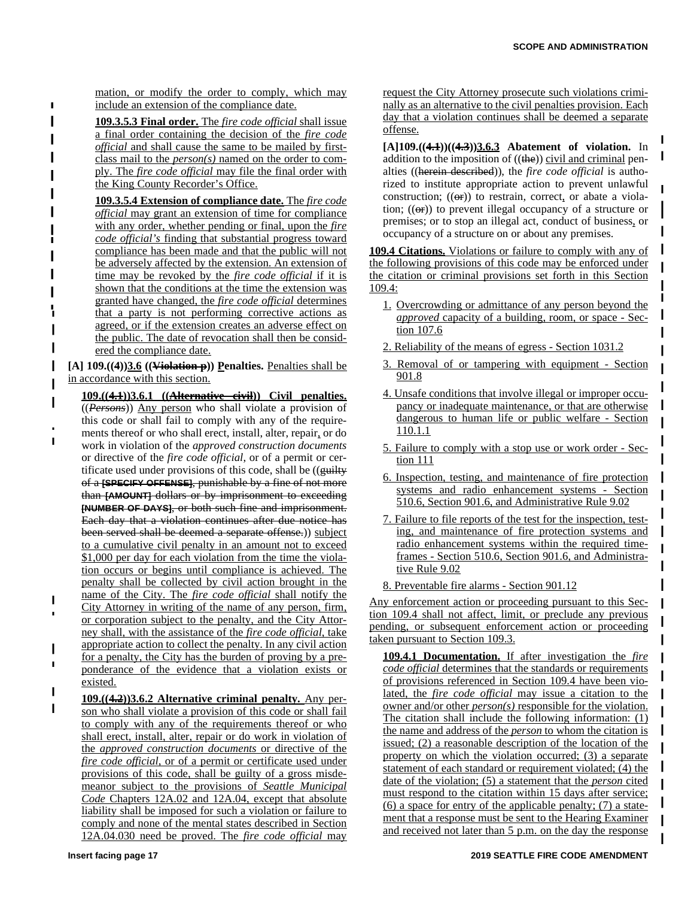mation, or modify the order to comply, which may include an extension of the compliance date.

**109.3.5.3 Final order.** The *fire code official* shall issue a final order containing the decision of the *fire code official* and shall cause the same to be mailed by first-class mail to the *person(s)* named on the order to comply. The *fire code official* may file the final order with the King County Recorder's Office.

**109.3.5.4 Extension of compliance date.** The *fire code official* may grant an extension of time for compliance with any order, whether pending or final, upon the *fire code official's* finding that substantial progress toward compliance has been made and that the public will not be adversely affected by the extension. An extension of time may be revoked by the *fire code official* if it is shown that the conditions at the time the extension was granted have changed, the *fire code official* determines that a party is not performing corrective actions as agreed, or if the extension creates an adverse effect on the public. The date of revocation shall then be considered the compliance date.

**[A] 109.((4))3.6 ((~~Violation p~~)) Penalties.** Penalties shall be in accordance with this section.

**109.((~~4.1~~))3.6.1 ((~~Alternative civil~~)) Civil penalties.** ((~~*Persons*~~)) Any person who shall violate a provision of this code or shall fail to comply with any of the requirements thereof or who shall erect, install, alter, repair, or do work in violation of the *approved construction documents* or directive of the *fire code official*, or of a permit or certificate used under provisions of this code, shall be ((~~guilty of a [SPECIFY OFFENSE], punishable by a fine of not more than [AMOUNT] dollars or by imprisonment to exceeding [NUMBER OF DAYS], or both such fine and imprisonment. Each day that a violation continues after due notice has been served shall be deemed a separate offense.~~)) subject to a cumulative civil penalty in an amount not to exceed $1,000 per day for each violation from the time the violation occurs or begins until compliance is achieved. The penalty shall be collected by civil action brought in the name of the City. The *fire code official* shall notify the City Attorney in writing of the name of any person, firm, or corporation subject to the penalty, and the City Attorney shall, with the assistance of the *fire code official*, take appropriate action to collect the penalty. In any civil action for a penalty, the City has the burden of proving by a preponderance of the evidence that a violation exists or existed.

**109.((~~4.2~~))3.6.2 Alternative criminal penalty.** Any person who shall violate a provision of this code or shall fail to comply with any of the requirements thereof or who shall erect, install, alter, repair or do work in violation of the *approved construction documents* or directive of the *fire code official*, or of a permit or certificate used under provisions of this code, shall be guilty of a gross misdemeanor subject to the provisions of *Seattle Municipal Code* Chapters 12A.02 and 12A.04, except that absolute liability shall be imposed for such a violation or failure to comply and none of the mental states described in Section 12A.04.030 need be proved. The *fire code official* may request the City Attorney prosecute such violations criminally as an alternative to the civil penalties provision. Each day that a violation continues shall be deemed a separate offense.

**[A]109.((~~4.1~~))((~~4.3~~))3.6.3 Abatement of violation.** In addition to the imposition of ((~~the~~)) civil and criminal penalties ((~~herein described~~)), the *fire code official* is authorized to institute appropriate action to prevent unlawful construction; ((~~or~~)) to restrain, correct, or abate a violation; ((~~or~~)) to prevent illegal occupancy of a structure or premises; or to stop an illegal act, conduct of business, or occupancy of a structure on or about any premises.

**109.4 Citations.** Violations or failure to comply with any of the following provisions of this code may be enforced under the citation or criminal provisions set forth in this Section 109.4:

1. Overcrowding or admittance of any person beyond the *approved* capacity of a building, room, or space - Section 107.6
2. Reliability of the means of egress - Section 1031.2
3. Removal of or tampering with equipment - Section 901.8
4. Unsafe conditions that involve illegal or improper occupancy or inadequate maintenance, or that are otherwise dangerous to human life or public welfare - Section 110.1.1
5. Failure to comply with a stop use or work order - Section 111
6. Inspection, testing, and maintenance of fire protection systems and radio enhancement systems - Section 510.6, Section 901.6, and Administrative Rule 9.02
7. Failure to file reports of the test for the inspection, testing, and maintenance of fire protection systems and radio enhancement systems within the required timeframes - Section 510.6, Section 901.6, and Administrative Rule 9.02
8. Preventable fire alarms - Section 901.12

Any enforcement action or proceeding pursuant to this Section 109.4 shall not affect, limit, or preclude any previous pending, or subsequent enforcement action or proceeding taken pursuant to Section 109.3.

**109.4.1 Documentation.** If after investigation the *fire code official* determines that the standards or requirements of provisions referenced in Section 109.4 have been violated, the *fire code official* may issue a citation to the owner and/or other *person(s)* responsible for the violation. The citation shall include the following information: (1) the name and address of the *person* to whom the citation is issued; (2) a reasonable description of the location of the property on which the violation occurred; (3) a separate statement of each standard or requirement violated; (4) the date of the violation; (5) a statement that the *person* cited must respond to the citation within 15 days after service; (6) a space for entry of the applicable penalty; (7) a statement that a response must be sent to the Hearing Examiner and received not later than 5 p.m. on the day the response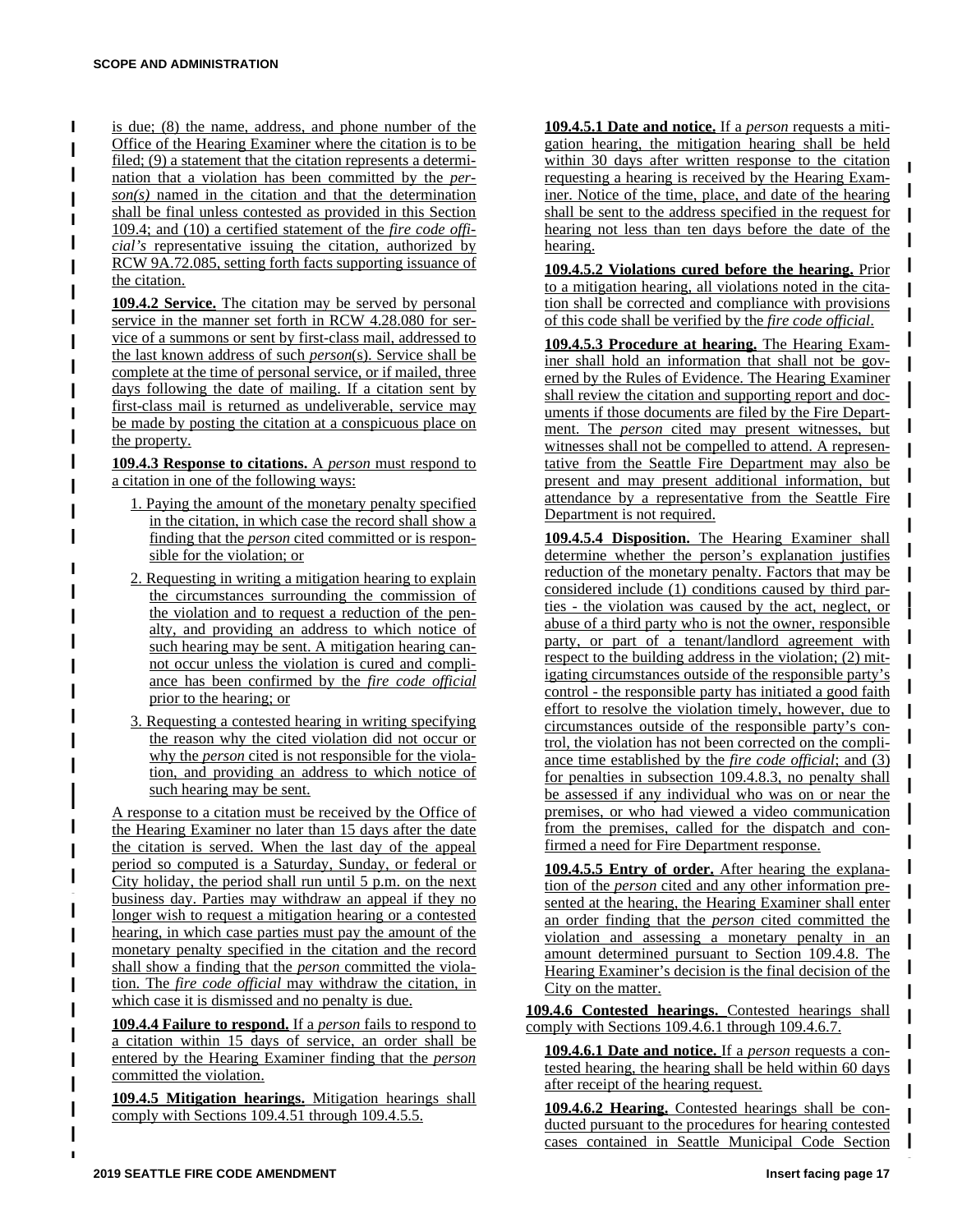is due; (8) the name, address, and phone number of the Office of the Hearing Examiner where the citation is to be filed; (9) a statement that the citation represents a determination that a violation has been committed by the *person(s)* named in the citation and that the determination shall be final unless contested as provided in this Section 109.4; and (10) a certified statement of the *fire code official's* representative issuing the citation, authorized by RCW 9A.72.085, setting forth facts supporting issuance of the citation.

**109.4.2 Service.** The citation may be served by personal service in the manner set forth in RCW 4.28.080 for service of a summons or sent by first-class mail, addressed to the last known address of such *person*(s). Service shall be complete at the time of personal service, or if mailed, three days following the date of mailing. If a citation sent by first-class mail is returned as undeliverable, service may be made by posting the citation at a conspicuous place on the property.

**109.4.3 Response to citations.** A *person* must respond to a citation in one of the following ways:

1. Paying the amount of the monetary penalty specified in the citation, in which case the record shall show a finding that the *person* cited committed or is responsible for the violation; or
2. Requesting in writing a mitigation hearing to explain the circumstances surrounding the commission of the violation and to request a reduction of the penalty, and providing an address to which notice of such hearing may be sent. A mitigation hearing cannot occur unless the violation is cured and compliance has been confirmed by the *fire code official* prior to the hearing; or
3. Requesting a contested hearing in writing specifying the reason why the cited violation did not occur or why the *person* cited is not responsible for the violation, and providing an address to which notice of such hearing may be sent.

A response to a citation must be received by the Office of the Hearing Examiner no later than 15 days after the date the citation is served. When the last day of the appeal period so computed is a Saturday, Sunday, or federal or City holiday, the period shall run until 5 p.m. on the next business day. Parties may withdraw an appeal if they no longer wish to request a mitigation hearing or a contested hearing, in which case parties must pay the amount of the monetary penalty specified in the citation and the record shall show a finding that the *person* committed the violation. The *fire code official* may withdraw the citation, in which case it is dismissed and no penalty is due.

**109.4.4 Failure to respond.** If a *person* fails to respond to a citation within 15 days of service, an order shall be entered by the Hearing Examiner finding that the *person* committed the violation.

**109.4.5 Mitigation hearings.** Mitigation hearings shall comply with Sections 109.4.51 through 109.4.5.5.

**109.4.5.1 Date and notice.** If a *person* requests a mitigation hearing, the mitigation hearing shall be held within 30 days after written response to the citation requesting a hearing is received by the Hearing Examiner. Notice of the time, place, and date of the hearing shall be sent to the address specified in the request for hearing not less than ten days before the date of the hearing.

**109.4.5.2 Violations cured before the hearing.** Prior to a mitigation hearing, all violations noted in the citation shall be corrected and compliance with provisions of this code shall be verified by the *fire code official*.

**109.4.5.3 Procedure at hearing.** The Hearing Examiner shall hold an information that shall not be governed by the Rules of Evidence. The Hearing Examiner shall review the citation and supporting report and documents if those documents are filed by the Fire Department. The *person* cited may present witnesses, but witnesses shall not be compelled to attend. A representative from the Seattle Fire Department may also be present and may present additional information, but attendance by a representative from the Seattle Fire Department is not required.

**109.4.5.4 Disposition.** The Hearing Examiner shall determine whether the person's explanation justifies reduction of the monetary penalty. Factors that may be considered include (1) conditions caused by third parties - the violation was caused by the act, neglect, or abuse of a third party who is not the owner, responsible party, or part of a tenant/landlord agreement with respect to the building address in the violation; (2) mitigating circumstances outside of the responsible party's control - the responsible party has initiated a good faith effort to resolve the violation timely, however, due to circumstances outside of the responsible party's control, the violation has not been corrected on the compliance time established by the *fire code official*; and (3) for penalties in subsection 109.4.8.3, no penalty shall be assessed if any individual who was on or near the premises, or who had viewed a video communication from the premises, called for the dispatch and confirmed a need for Fire Department response.

**109.4.5.5 Entry of order.** After hearing the explanation of the *person* cited and any other information presented at the hearing, the Hearing Examiner shall enter an order finding that the *person* cited committed the violation and assessing a monetary penalty in an amount determined pursuant to Section 109.4.8. The Hearing Examiner's decision is the final decision of the City on the matter.

**109.4.6 Contested hearings.** Contested hearings shall comply with Sections 109.4.6.1 through 109.4.6.7.

**109.4.6.1 Date and notice.** If a *person* requests a contested hearing, the hearing shall be held within 60 days after receipt of the hearing request.

**109.4.6.2 Hearing.** Contested hearings shall be conducted pursuant to the procedures for hearing contested cases contained in Seattle Municipal Code Section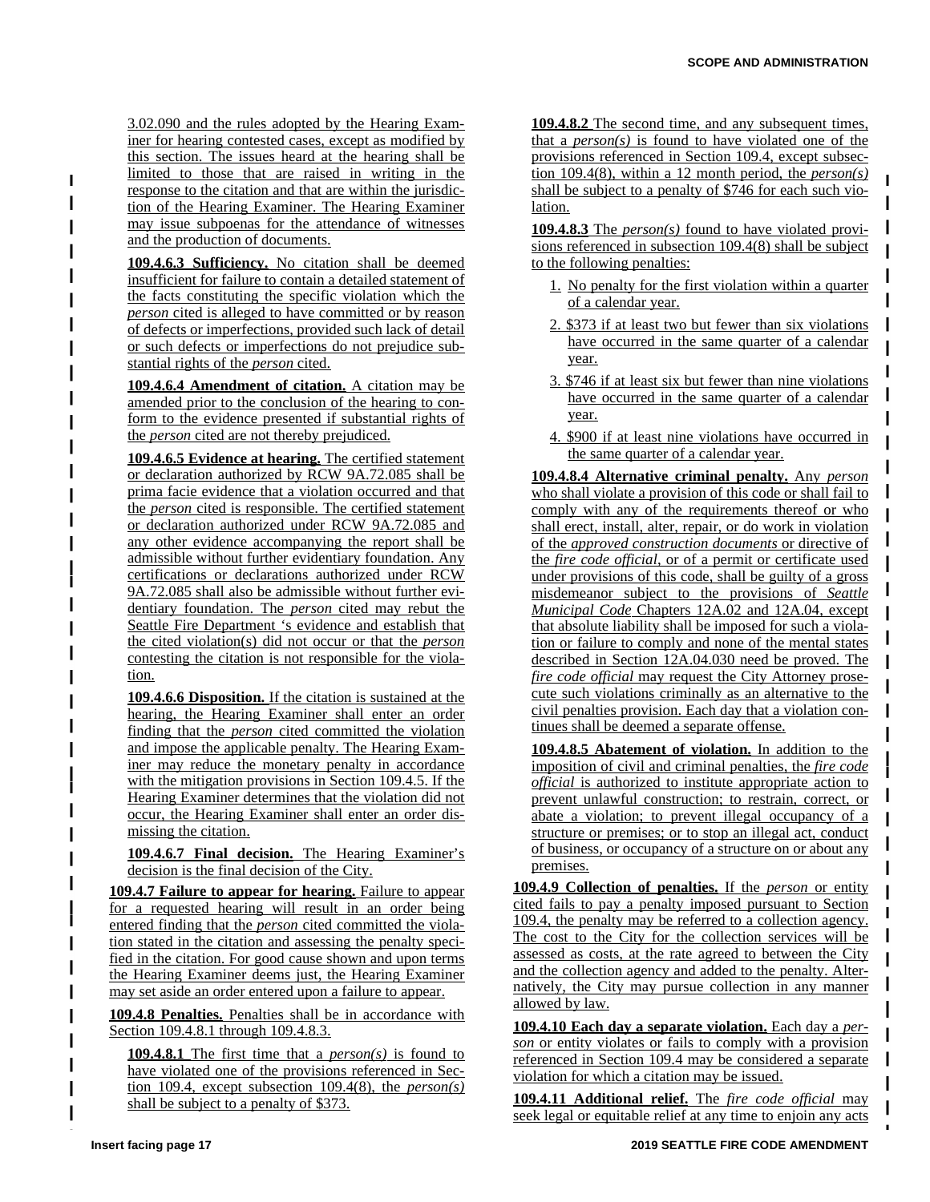3.02.090 and the rules adopted by the Hearing Examiner for hearing contested cases, except as modified by this section. The issues heard at the hearing shall be limited to those that are raised in writing in the response to the citation and that are within the jurisdiction of the Hearing Examiner. The Hearing Examiner may issue subpoenas for the attendance of witnesses and the production of documents.

**109.4.6.3 Sufficiency.** No citation shall be deemed insufficient for failure to contain a detailed statement of the facts constituting the specific violation which the *person* cited is alleged to have committed or by reason of defects or imperfections, provided such lack of detail or such defects or imperfections do not prejudice substantial rights of the *person* cited.

**109.4.6.4 Amendment of citation.** A citation may be amended prior to the conclusion of the hearing to conform to the evidence presented if substantial rights of the *person* cited are not thereby prejudiced.

**109.4.6.5 Evidence at hearing.** The certified statement or declaration authorized by RCW 9A.72.085 shall be prima facie evidence that a violation occurred and that the *person* cited is responsible. The certified statement or declaration authorized under RCW 9A.72.085 and any other evidence accompanying the report shall be admissible without further evidentiary foundation. Any certifications or declarations authorized under RCW 9A.72.085 shall also be admissible without further evidentiary foundation. The *person* cited may rebut the Seattle Fire Department 's evidence and establish that the cited violation(s) did not occur or that the *person* contesting the citation is not responsible for the violation.

**109.4.6.6 Disposition.** If the citation is sustained at the hearing, the Hearing Examiner shall enter an order finding that the *person* cited committed the violation and impose the applicable penalty. The Hearing Examiner may reduce the monetary penalty in accordance with the mitigation provisions in Section 109.4.5. If the Hearing Examiner determines that the violation did not occur, the Hearing Examiner shall enter an order dismissing the citation.

**109.4.6.7 Final decision.** The Hearing Examiner's decision is the final decision of the City.

**109.4.7 Failure to appear for hearing.** Failure to appear for a requested hearing will result in an order being entered finding that the *person* cited committed the violation stated in the citation and assessing the penalty specified in the citation. For good cause shown and upon terms the Hearing Examiner deems just, the Hearing Examiner may set aside an order entered upon a failure to appear.

**109.4.8 Penalties.** Penalties shall be in accordance with Section 109.4.8.1 through 109.4.8.3.

**109.4.8.1** The first time that a *person(s)* is found to have violated one of the provisions referenced in Section 109.4, except subsection 109.4(8), the *person(s)* shall be subject to a penalty of $373.

**109.4.8.2** The second time, and any subsequent times, that a *person(s)* is found to have violated one of the provisions referenced in Section 109.4, except subsection 109.4(8), within a 12 month period, the *person(s)* shall be subject to a penalty of $746 for each such violation.

**109.4.8.3** The *person(s)* found to have violated provisions referenced in subsection 109.4(8) shall be subject to the following penalties:

1. No penalty for the first violation within a quarter of a calendar year.
2. $373 if at least two but fewer than six violations have occurred in the same quarter of a calendar year.
3. $746 if at least six but fewer than nine violations have occurred in the same quarter of a calendar year.
4. $900 if at least nine violations have occurred in the same quarter of a calendar year.

**109.4.8.4 Alternative criminal penalty.** Any *person* who shall violate a provision of this code or shall fail to comply with any of the requirements thereof or who shall erect, install, alter, repair, or do work in violation of the *approved construction documents* or directive of the *fire code official*, or of a permit or certificate used under provisions of this code, shall be guilty of a gross misdemeanor subject to the provisions of *Seattle Municipal Code* Chapters 12A.02 and 12A.04, except that absolute liability shall be imposed for such a violation or failure to comply and none of the mental states described in Section 12A.04.030 need be proved. The *fire code official* may request the City Attorney prosecute such violations criminally as an alternative to the civil penalties provision. Each day that a violation continues shall be deemed a separate offense.

**109.4.8.5 Abatement of violation.** In addition to the imposition of civil and criminal penalties, the *fire code official* is authorized to institute appropriate action to prevent unlawful construction; to restrain, correct, or abate a violation; to prevent illegal occupancy of a structure or premises; or to stop an illegal act, conduct of business, or occupancy of a structure on or about any premises.

**109.4.9 Collection of penalties.** If the *person* or entity cited fails to pay a penalty imposed pursuant to Section 109.4, the penalty may be referred to a collection agency. The cost to the City for the collection services will be assessed as costs, at the rate agreed to between the City and the collection agency and added to the penalty. Alternatively, the City may pursue collection in any manner allowed by law.

**109.4.10 Each day a separate violation.** Each day a *person* or entity violates or fails to comply with a provision referenced in Section 109.4 may be considered a separate violation for which a citation may be issued.

**109.4.11 Additional relief.** The *fire code official* may seek legal or equitable relief at any time to enjoin any acts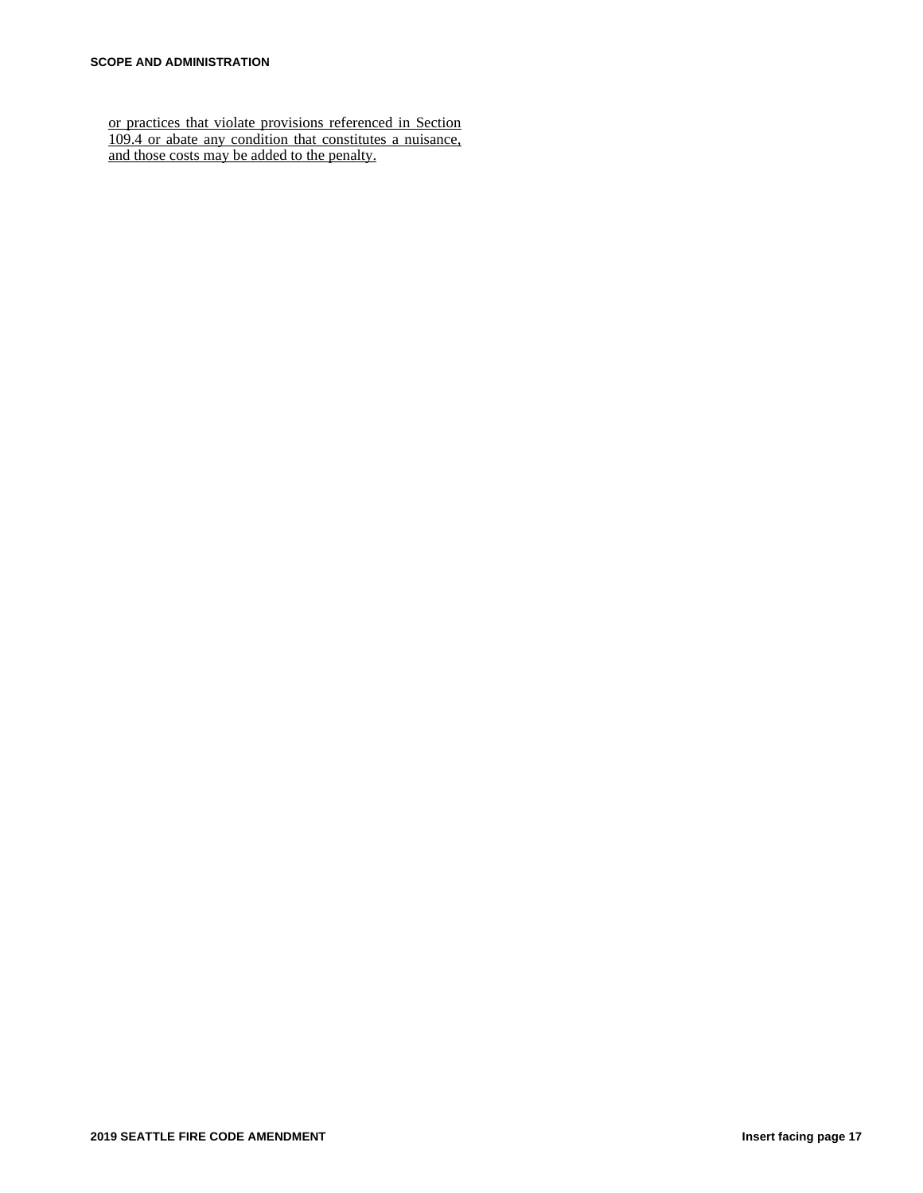<u>or practices that violate provisions referenced in Section 109.4 or abate any condition that constitutes a nuisance, and those costs may be added to the penalty.</u>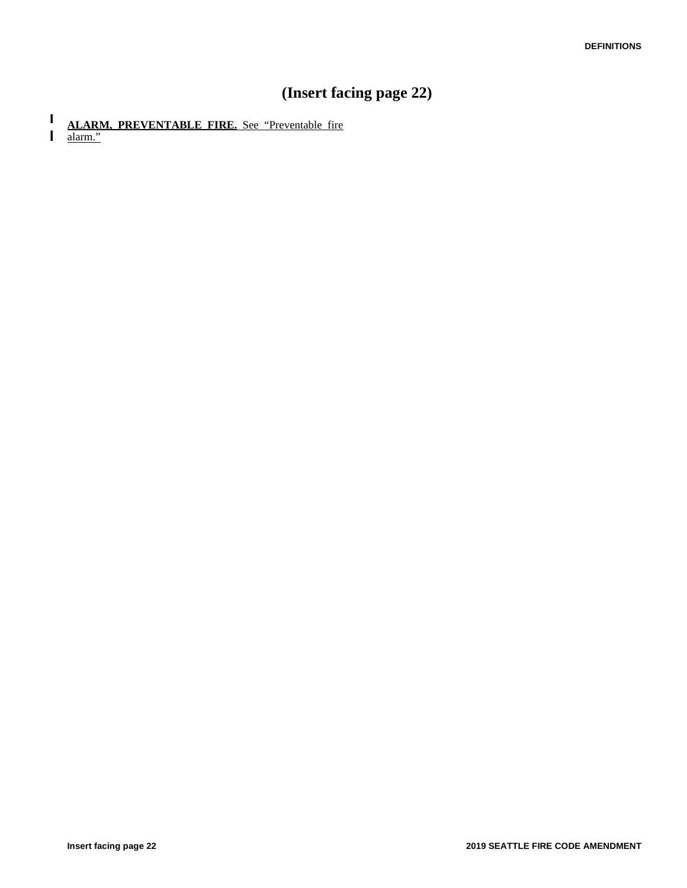# (Insert facing page 22)

**ALARM, PREVENTABLE FIRE.** See "Preventable fire alarm."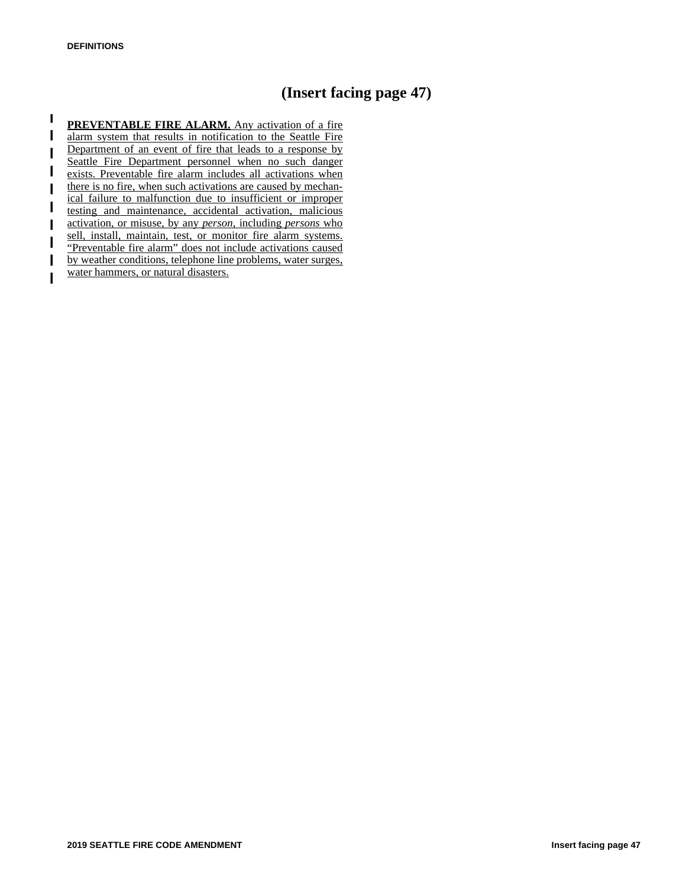# (Insert facing page 47)

**PREVENTABLE FIRE ALARM.** Any activation of a fire alarm system that results in notification to the Seattle Fire Department of an event of fire that leads to a response by Seattle Fire Department personnel when no such danger exists. Preventable fire alarm includes all activations when there is no fire, when such activations are caused by mechanical failure to malfunction due to insufficient or improper testing and maintenance, accidental activation, malicious activation, or misuse, by any *person*, including *persons* who sell, install, maintain, test, or monitor fire alarm systems. "Preventable fire alarm" does not include activations caused by weather conditions, telephone line problems, water surges, water hammers, or natural disasters.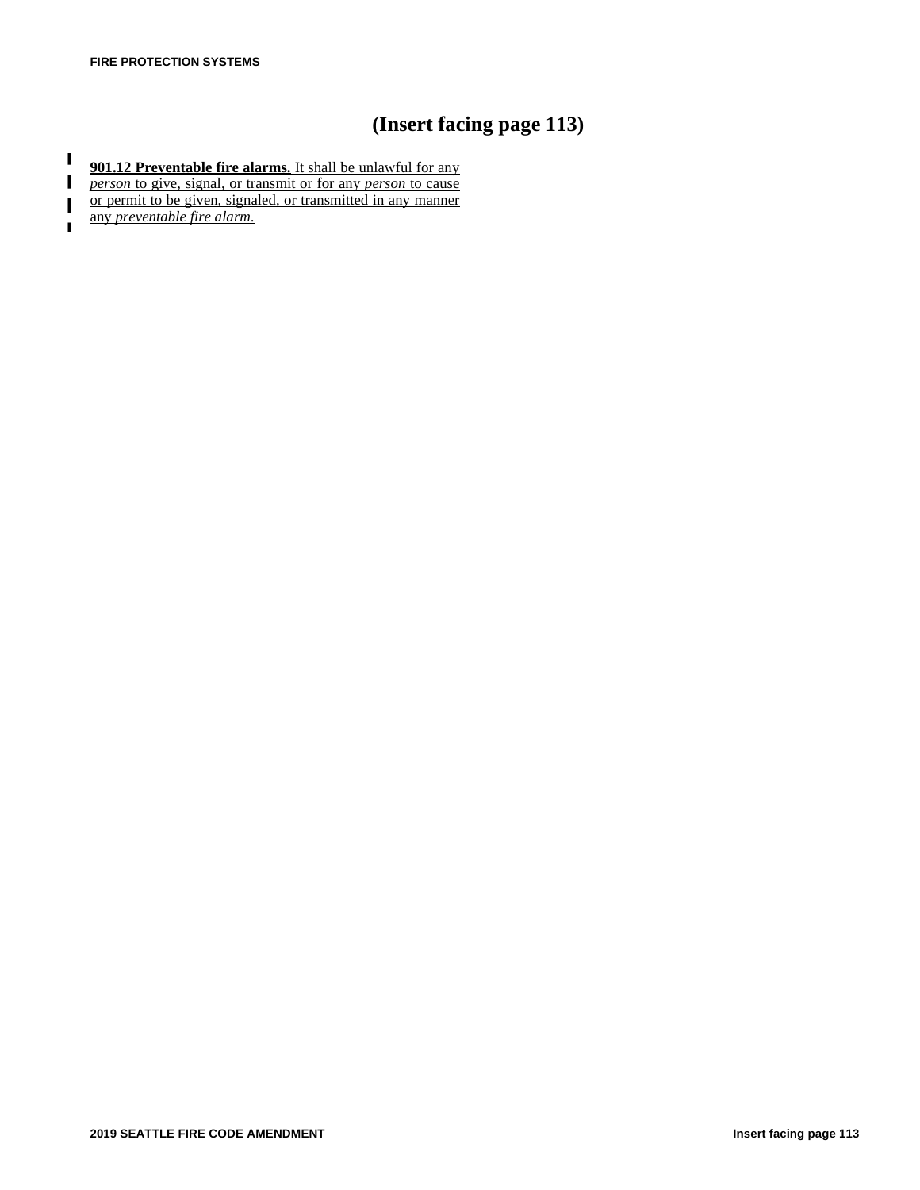# (Insert facing page 113)

**901.12 Preventable fire alarms.** It shall be unlawful for any *person* to give, signal, or transmit or for any *person* to cause or permit to be given, signaled, or transmitted in any manner any *preventable fire alarm.*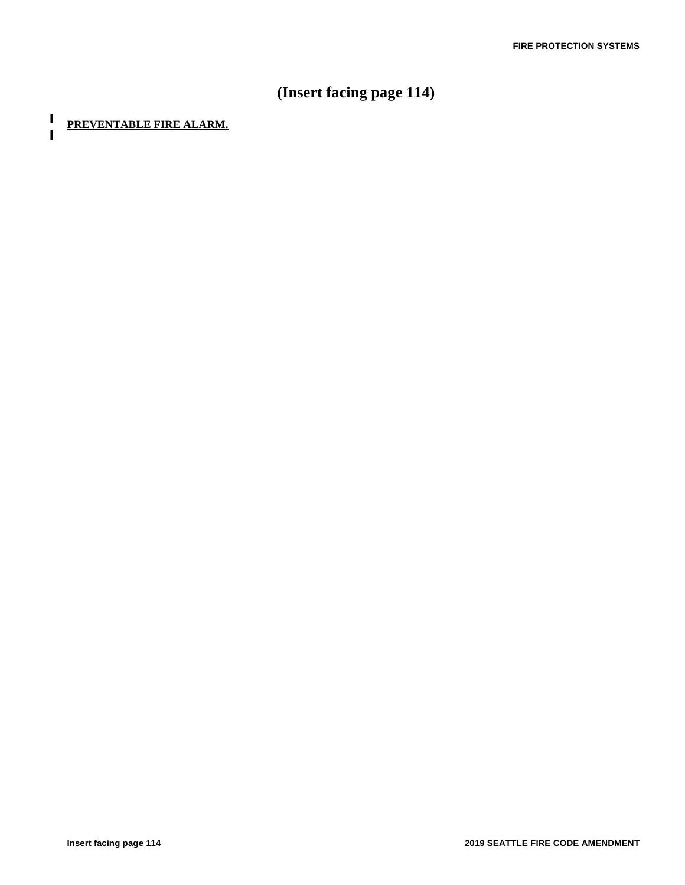# (Insert facing page 114)

**PREVENTABLE FIRE ALARM.**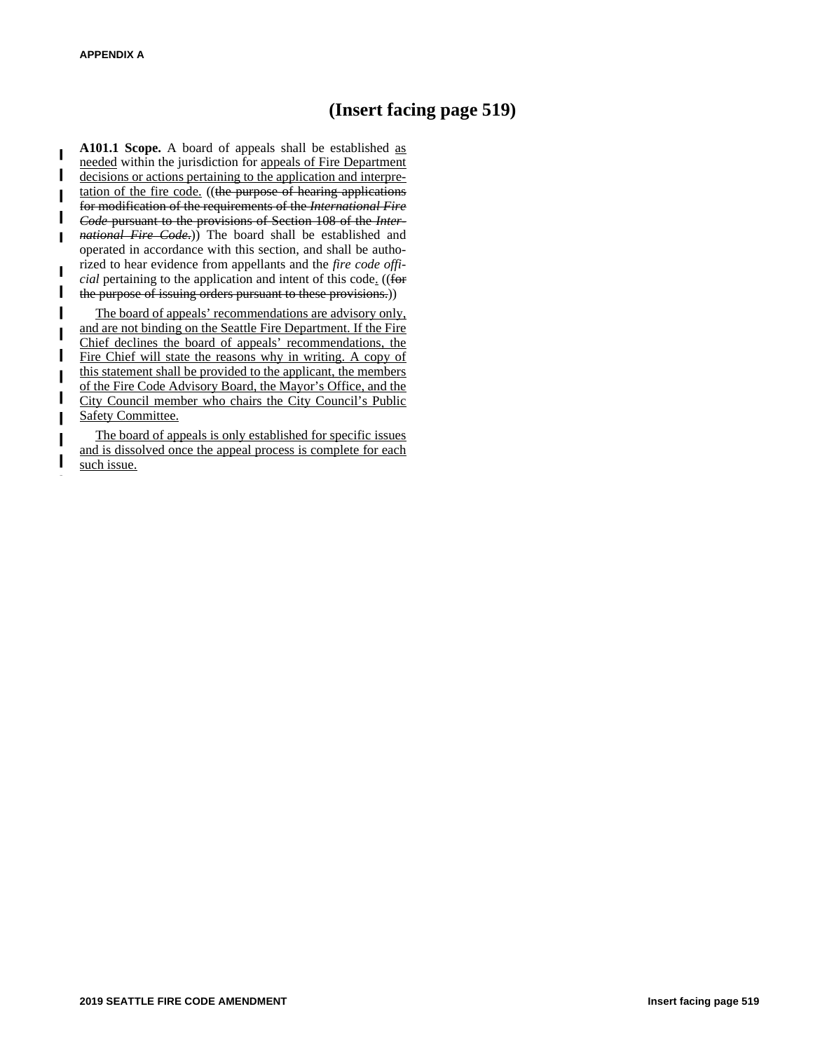# (Insert facing page 519)

**A101.1 Scope.** A board of appeals shall be established <u>as needed</u> within the jurisdiction for <u>appeals of Fire Department decisions or actions pertaining to the application and interpretation of the fire code.</u> ((~~the purpose of hearing applications for modification of the requirements of the *International Fire Code* pursuant to the provisions of Section 108 of the *International Fire Code*.~~)) The board shall be established and operated in accordance with this section, and shall be authorized to hear evidence from appellants and the *fire code official* pertaining to the application and intent of this code<u>.</u> ((~~for the purpose of issuing orders pursuant to these provisions.~~))

<u>The board of appeals' recommendations are advisory only, and are not binding on the Seattle Fire Department. If the Fire Chief declines the board of appeals' recommendations, the Fire Chief will state the reasons why in writing. A copy of this statement shall be provided to the applicant, the members of the Fire Code Advisory Board, the Mayor's Office, and the City Council member who chairs the City Council's Public Safety Committee.</u>

<u>The board of appeals is only established for specific issues and is dissolved once the appeal process is complete for each such issue.</u>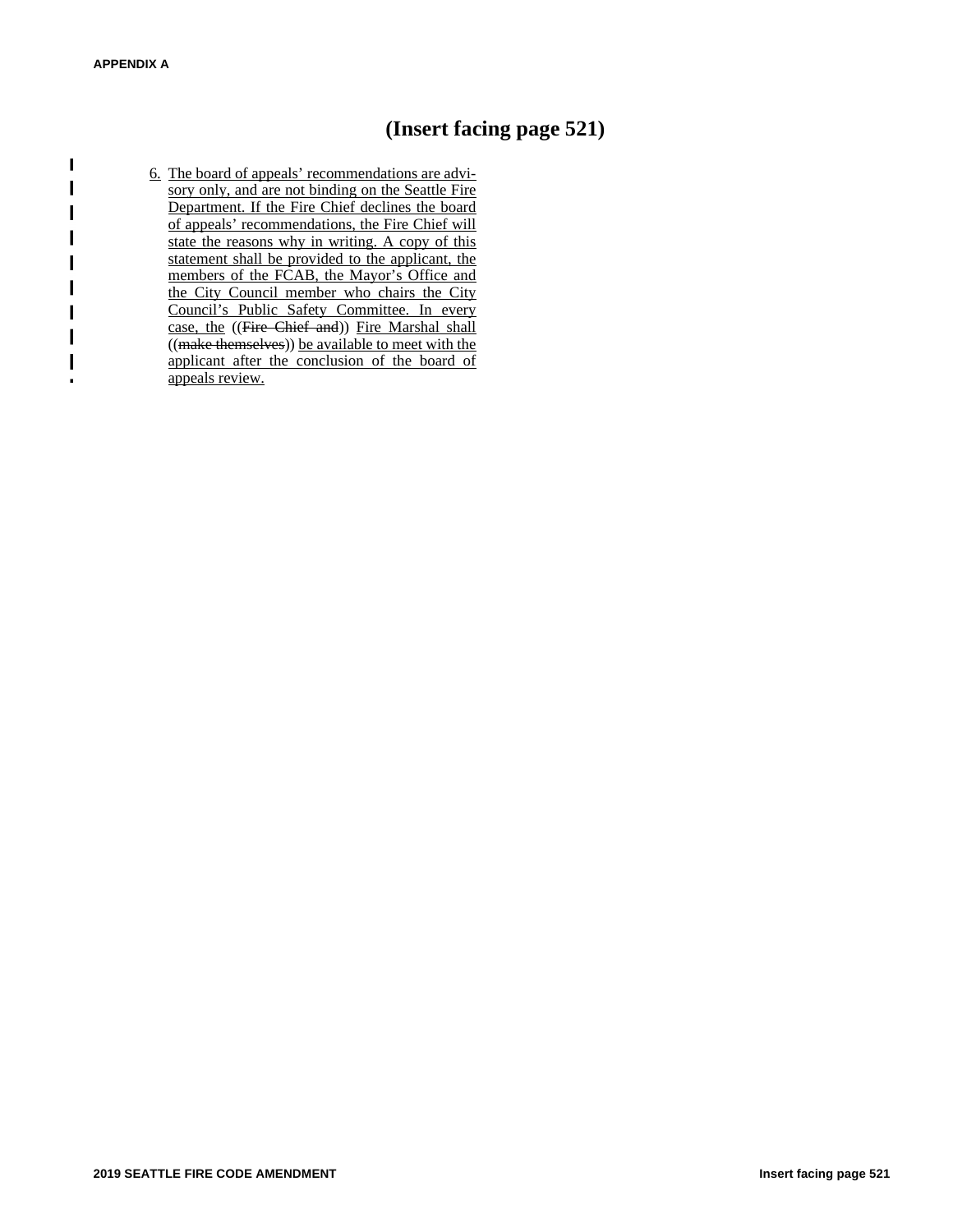# (Insert facing page 521)

6. The board of appeals' recommendations are advisory only, and are not binding on the Seattle Fire Department. If the Fire Chief declines the board of appeals' recommendations, the Fire Chief will state the reasons why in writing. A copy of this statement shall be provided to the applicant, the members of the FCAB, the Mayor's Office and the City Council member who chairs the City Council's Public Safety Committee. In every case, the ((~~Fire Chief and~~)) Fire Marshal shall ((~~make themselves~~)) be available to meet with the applicant after the conclusion of the board of appeals review.